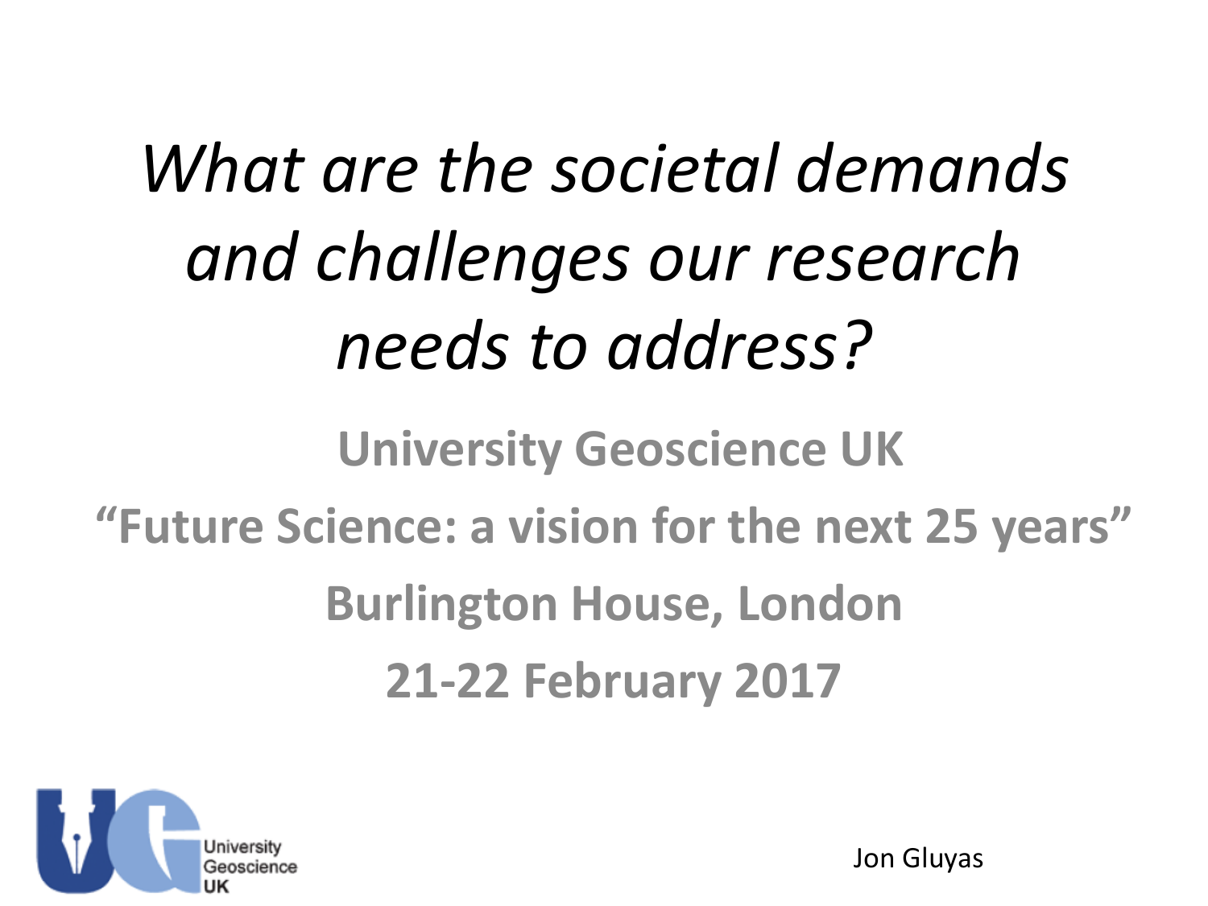# *What are the societal demands and challenges our research needs to address?*

**University Geoscience UK**

**"Future Science: a vision for the next 25 years"**

**Burlington House, London**

**21-22 February 2017**

University Geoscience UK

Jon Gluyas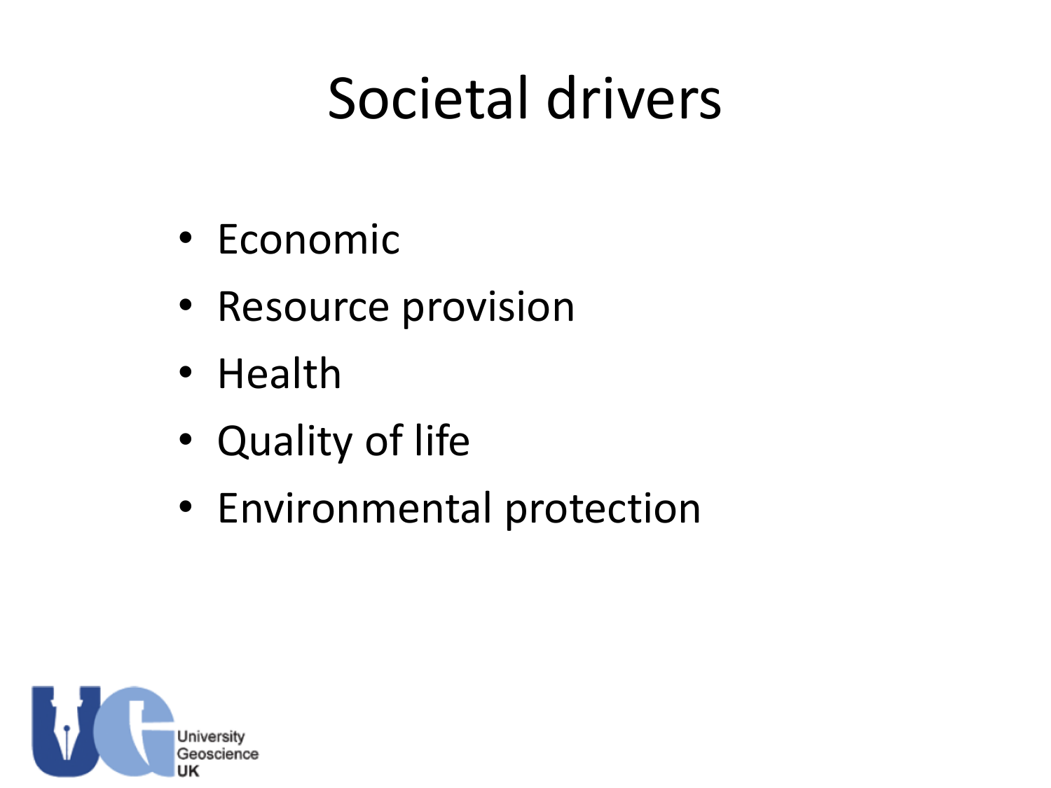# Societal drivers

- Economic
- Resource provision
- Health
- Quality of life
- Environmental protection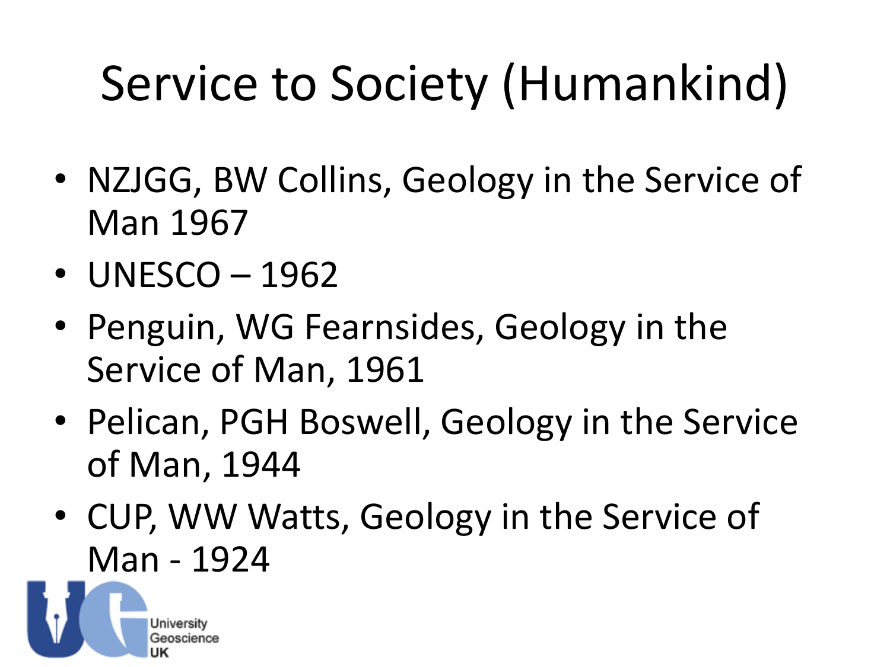# Service to Society (Humankind)

- NZJGG, BW Collins, Geology in the Service of Man 1967
- UNESCO – 1962
- Penguin, WG Fearnsides, Geology in the Service of Man, 1961
- Pelican, PGH Boswell, Geology in the Service of Man, 1944
- CUP, WW Watts, Geology in the Service of Man - 1924

University Geoscience UK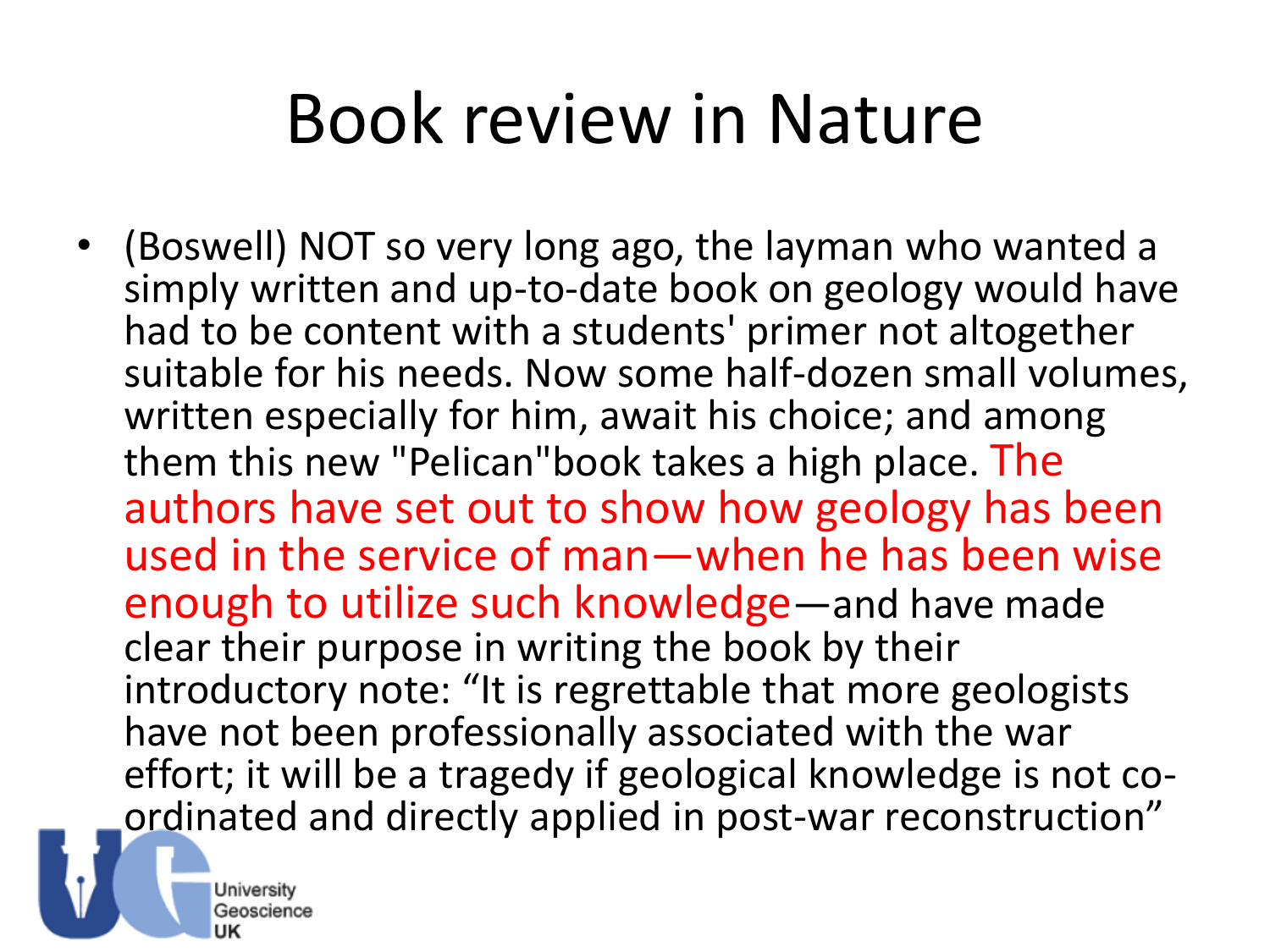# Book review in Nature

- (Boswell) NOT so very long ago, the layman who wanted a simply written and up-to-date book on geology would have had to be content with a students' primer not altogether suitable for his needs. Now some half-dozen small volumes, written especially for him, await his choice; and among them this new "Pelican"book takes a high place. The authors have set out to show how geology has been used in the service of man—when he has been wise enough to utilize such knowledge—and have made clear their purpose in writing the book by their introductory note: "It is regrettable that more geologists have not been professionally associated with the war effort; it will be a tragedy if geological knowledge is not co-ordinated and directly applied in post-war reconstruction"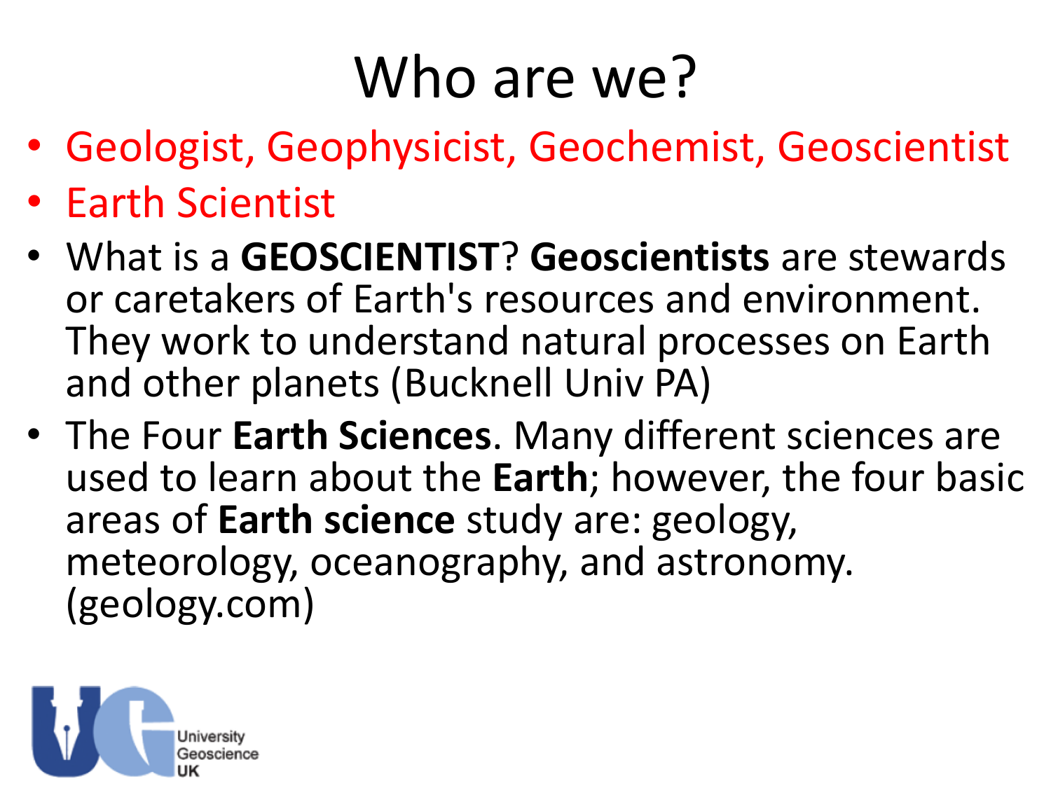# Who are we?

- Geologist, Geophysicist, Geochemist, Geoscientist
- Earth Scientist
- What is a **GEOSCIENTIST**? **Geoscientists** are stewards or caretakers of Earth's resources and environment. They work to understand natural processes on Earth and other planets (Bucknell Univ PA)
- The Four **Earth Sciences**. Many different sciences are used to learn about the **Earth**; however, the four basic areas of **Earth science** study are: geology, meteorology, oceanography, and astronomy. (geology.com)

University Geoscience UK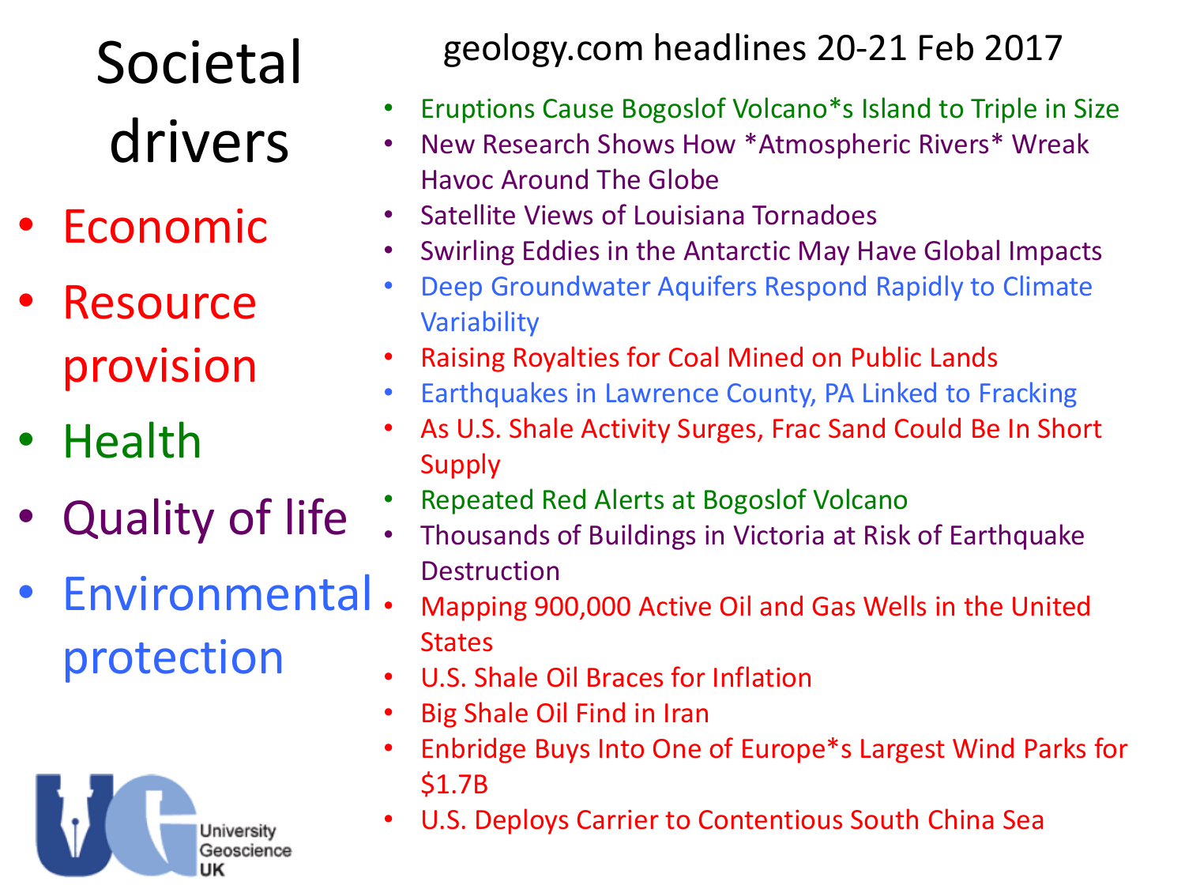# Societal drivers

- Economic
- Resource provision
- Health
- Quality of life
- Environmental protection

## geology.com headlines 20-21 Feb 2017

- Eruptions Cause Bogoslof Volcano*s Island to Triple in Size
- New Research Shows How *Atmospheric Rivers* Wreak Havoc Around The Globe
- Satellite Views of Louisiana Tornadoes
- Swirling Eddies in the Antarctic May Have Global Impacts
- Deep Groundwater Aquifers Respond Rapidly to Climate Variability
- Raising Royalties for Coal Mined on Public Lands
- Earthquakes in Lawrence County, PA Linked to Fracking
- As U.S. Shale Activity Surges, Frac Sand Could Be In Short Supply
- Repeated Red Alerts at Bogoslof Volcano
- Thousands of Buildings in Victoria at Risk of Earthquake Destruction
- Mapping 900,000 Active Oil and Gas Wells in the United States
- U.S. Shale Oil Braces for Inflation
- Big Shale Oil Find in Iran
- Enbridge Buys Into One of Europe*s Largest Wind Parks for $1.7B
- U.S. Deploys Carrier to Contentious South China Sea

University Geoscience UK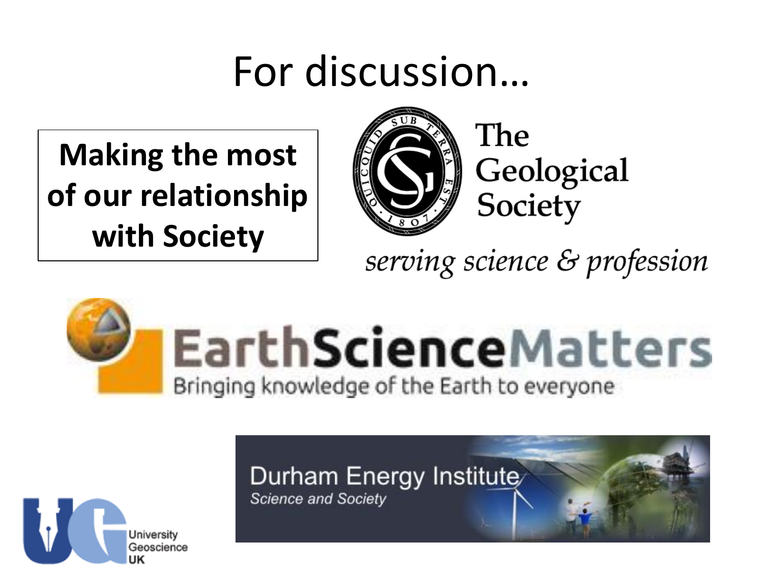# For discussion...

**Making the most of our relationship with Society**

The Geological Society

*serving science & profession*

EarthScienceMatters

Bringing knowledge of the Earth to everyone

Durham Energy Institute

*Science and Society*

University Geoscience UK